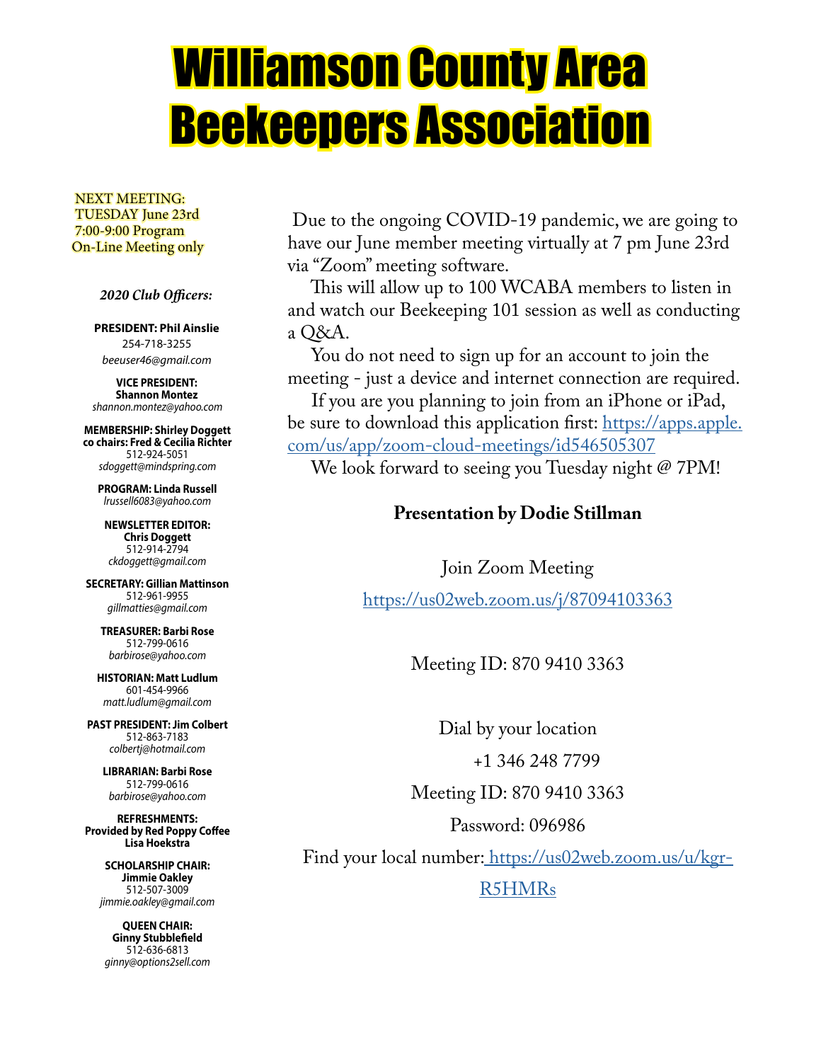# Williamson County Area Beekeepers Association

NEXT MEETING:
TUESDAY June 23rd
7:00-9:00 Program
On-Line Meeting only

***2020 Club Officers:***

**PRESIDENT: Phil Ainslie**
254-718-3255
*beeuser46@gmail.com*

**VICE PRESIDENT: Shannon Montez**
*shannon.montez@yahoo.com*

**MEMBERSHIP: Shirley Doggett**
**co chairs: Fred & Cecilia Richter**
512-924-5051
*sdoggett@mindspring.com*

**PROGRAM: Linda Russell**
*lrussell6083@yahoo.com*

**NEWSLETTER EDITOR: Chris Doggett**
512-914-2794
*ckdoggett@gmail.com*

**SECRETARY: Gillian Mattinson**
512-961-9955
*gillmatties@gmail.com*

**TREASURER: Barbi Rose**
512-799-0616
*barbirose@yahoo.com*

**HISTORIAN: Matt Ludlum**
601-454-9966
*matt.ludlum@gmail.com*

**PAST PRESIDENT: Jim Colbert**
512-863-7183
*colbertj@hotmail.com*

**LIBRARIAN: Barbi Rose**
512-799-0616
*barbirose@yahoo.com*

**REFRESHMENTS: Provided by Red Poppy Coffee Lisa Hoekstra**

**SCHOLARSHIP CHAIR: Jimmie Oakley**
512-507-3009
*jimmie.oakley@gmail.com*

**QUEEN CHAIR: Ginny Stubblefield**
512-636-6813
*ginny@options2sell.com*

Due to the ongoing COVID-19 pandemic, we are going to have our June member meeting virtually at 7 pm June 23rd via "Zoom" meeting software.

This will allow up to 100 WCABA members to listen in and watch our Beekeeping 101 session as well as conducting a Q&A.

You do not need to sign up for an account to join the meeting - just a device and internet connection are required.

If you are you planning to join from an iPhone or iPad, be sure to download this application first: https://apps.apple.com/us/app/zoom-cloud-meetings/id546505307

We look forward to seeing you Tuesday night @ 7PM!

**Presentation by Dodie Stillman**

Join Zoom Meeting

https://us02web.zoom.us/j/87094103363

Meeting ID: 870 9410 3363

Dial by your location

+1 346 248 7799

Meeting ID: 870 9410 3363

Password: 096986

Find your local number: https://us02web.zoom.us/u/kgr-R5HMRs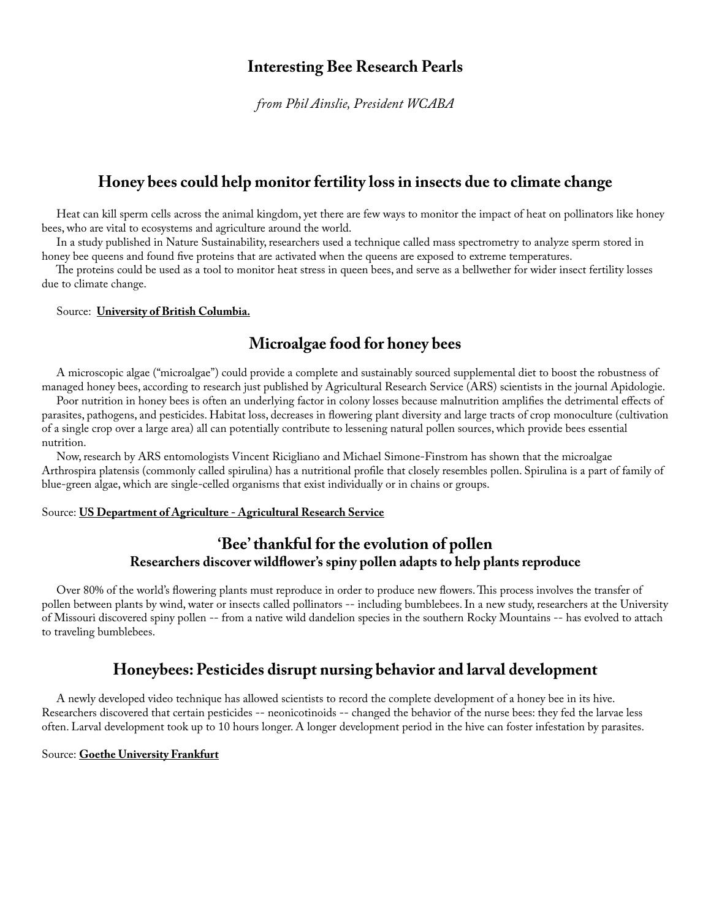# Interesting Bee Research Pearls

*from Phil Ainslie, President WCABA*

## Honey bees could help monitor fertility loss in insects due to climate change

Heat can kill sperm cells across the animal kingdom, yet there are few ways to monitor the impact of heat on pollinators like honey bees, who are vital to ecosystems and agriculture around the world.

In a study published in Nature Sustainability, researchers used a technique called mass spectrometry to analyze sperm stored in honey bee queens and found five proteins that are activated when the queens are exposed to extreme temperatures.

The proteins could be used as a tool to monitor heat stress in queen bees, and serve as a bellwether for wider insect fertility losses due to climate change.

Source: **University of British Columbia.**

## Microalgae food for honey bees

A microscopic algae ("microalgae") could provide a complete and sustainably sourced supplemental diet to boost the robustness of managed honey bees, according to research just published by Agricultural Research Service (ARS) scientists in the journal Apidologie.

Poor nutrition in honey bees is often an underlying factor in colony losses because malnutrition amplifies the detrimental effects of parasites, pathogens, and pesticides. Habitat loss, decreases in flowering plant diversity and large tracts of crop monoculture (cultivation of a single crop over a large area) all can potentially contribute to lessening natural pollen sources, which provide bees essential nutrition.

Now, research by ARS entomologists Vincent Ricigliano and Michael Simone-Finstrom has shown that the microalgae Arthrospira platensis (commonly called spirulina) has a nutritional profile that closely resembles pollen. Spirulina is a part of family of blue-green algae, which are single-celled organisms that exist individually or in chains or groups.

Source: **US Department of Agriculture - Agricultural Research Service**

## 'Bee' thankful for the evolution of pollen

### Researchers discover wildflower's spiny pollen adapts to help plants reproduce

Over 80% of the world's flowering plants must reproduce in order to produce new flowers. This process involves the transfer of pollen between plants by wind, water or insects called pollinators -- including bumblebees. In a new study, researchers at the University of Missouri discovered spiny pollen -- from a native wild dandelion species in the southern Rocky Mountains -- has evolved to attach to traveling bumblebees.

## Honeybees: Pesticides disrupt nursing behavior and larval development

A newly developed video technique has allowed scientists to record the complete development of a honey bee in its hive. Researchers discovered that certain pesticides -- neonicotinoids -- changed the behavior of the nurse bees: they fed the larvae less often. Larval development took up to 10 hours longer. A longer development period in the hive can foster infestation by parasites.

Source: **Goethe University Frankfurt**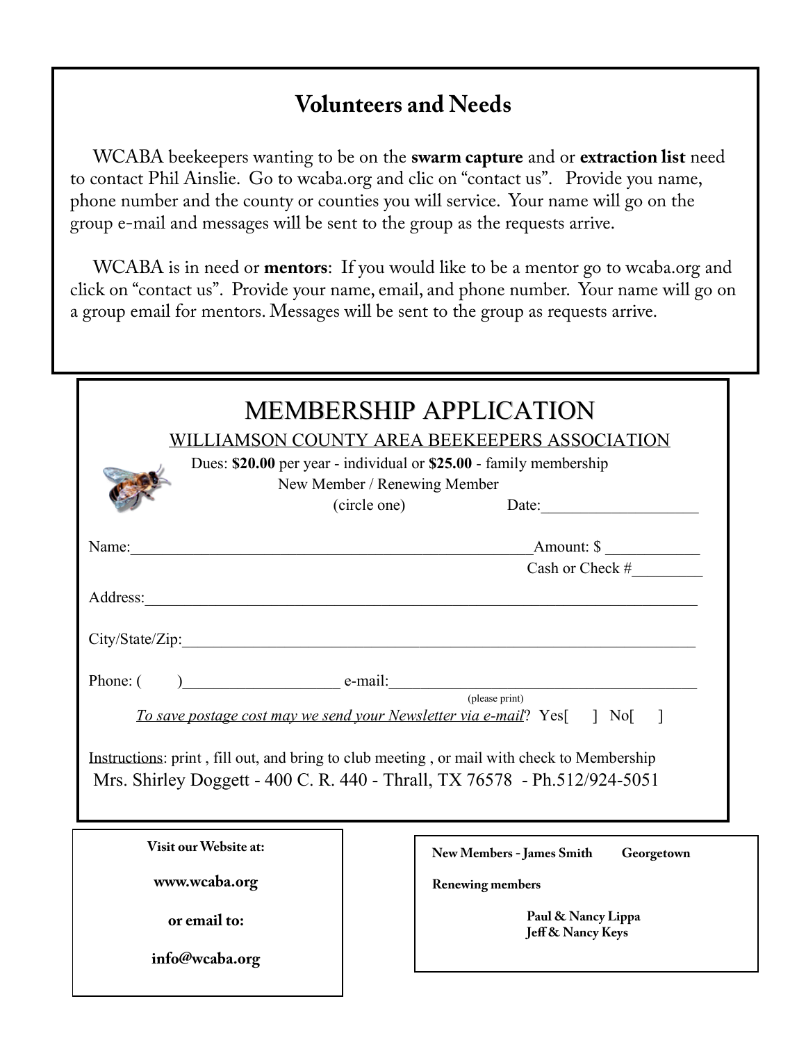## Volunteers and Needs

WCABA beekeepers wanting to be on the **swarm capture** and or **extraction list** need to contact Phil Ainslie. Go to wcaba.org and clic on "contact us". Provide you name, phone number and the county or counties you will service. Your name will go on the group e-mail and messages will be sent to the group as the requests arrive.

WCABA is in need or **mentors**: If you would like to be a mentor go to wcaba.org and click on "contact us". Provide your name, email, and phone number. Your name will go on a group email for mentors. Messages will be sent to the group as requests arrive.

# MEMBERSHIP APPLICATION

WILLIAMSON COUNTY AREA BEEKEEPERS ASSOCIATION

Dues: **$20.00** per year - individual or **$25.00** - family membership

New Member / Renewing Member

(circle one) Date:____________________

Name:____________________________________________________ Amount: $ ____________

Cash or Check #_________

Address:________________________________________________________________________

City/State/Zip:___________________________________________________________________

Phone: ( )___________________ e-mail:________________________________________

(please print)

*To save postage cost may we send your Newsletter via e-mail*? Yes[ ] No[ ]

Instructions: print , fill out, and bring to club meeting , or mail with check to Membership
Mrs. Shirley Doggett - 400 C. R. 440 - Thrall, TX 76578 - Ph.512/924-5051

**Visit our Website at:**

**www.wcaba.org**

**or email to:**

**info@wcaba.org**

**New Members - James Smith Georgetown**

**Renewing members**

**Paul & Nancy Lippa**
**Jeff & Nancy Keys**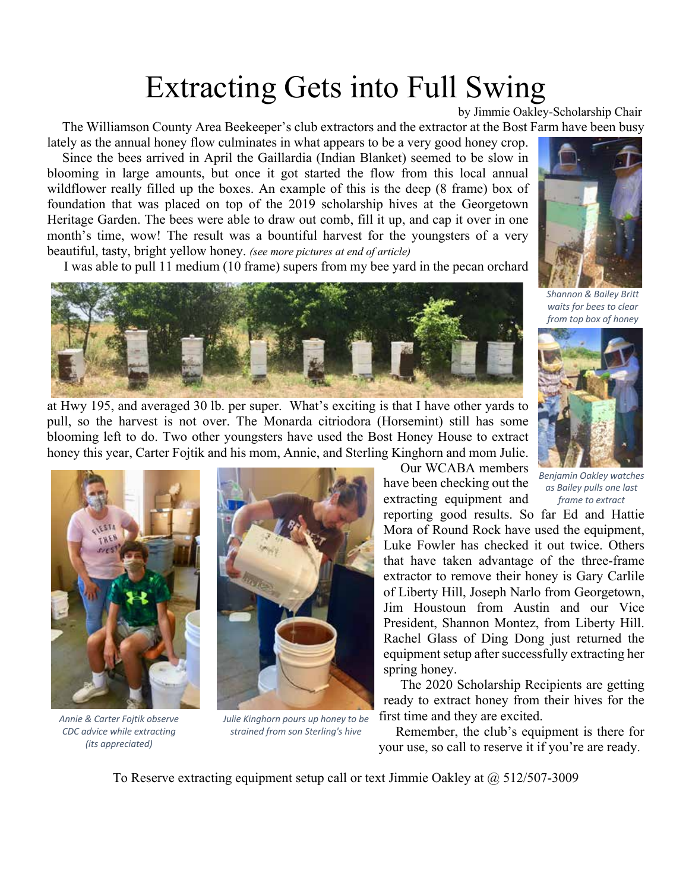# Extracting Gets into Full Swing

by Jimmie Oakley-Scholarship Chair

The Williamson County Area Beekeeper's club extractors and the extractor at the Bost Farm have been busy lately as the annual honey flow culminates in what appears to be a very good honey crop.

Since the bees arrived in April the Gaillardia (Indian Blanket) seemed to be slow in blooming in large amounts, but once it got started the flow from this local annual wildflower really filled up the boxes. An example of this is the deep (8 frame) box of foundation that was placed on top of the 2019 scholarship hives at the Georgetown Heritage Garden. The bees were able to draw out comb, fill it up, and cap it over in one month's time, wow! The result was a bountiful harvest for the youngsters of a very beautiful, tasty, bright yellow honey. *(see more pictures at end of article)*

I was able to pull 11 medium (10 frame) supers from my bee yard in the pecan orchard at Hwy 195, and averaged 30 lb. per super. What's exciting is that I have other yards to pull, so the harvest is not over. The Monarda citriodora (Horsemint) still has some blooming left to do. Two other youngsters have used the Bost Honey House to extract honey this year, Carter Fojtik and his mom, Annie, and Sterling Kinghorn and mom Julie.

*Shannon & Bailey Britt waits for bees to clear from top box of honey*

*Benjamin Oakley watches as Bailey pulls one last frame to extract*

Our WCABA members have been checking out the extracting equipment and reporting good results. So far Ed and Hattie Mora of Round Rock have used the equipment, Luke Fowler has checked it out twice. Others that have taken advantage of the three-frame extractor to remove their honey is Gary Carlile of Liberty Hill, Joseph Narlo from Georgetown, Jim Houstoun from Austin and our Vice President, Shannon Montez, from Liberty Hill. Rachel Glass of Ding Dong just returned the equipment setup after successfully extracting her spring honey.

The 2020 Scholarship Recipients are getting ready to extract honey from their hives for the first time and they are excited.

Remember, the club's equipment is there for your use, so call to reserve it if you're are ready.

*Annie & Carter Fojtik observe CDC advice while extracting (its appreciated)*

*Julie Kinghorn pours up honey to be strained from son Sterling's hive*

To Reserve extracting equipment setup call or text Jimmie Oakley at @ 512/507-3009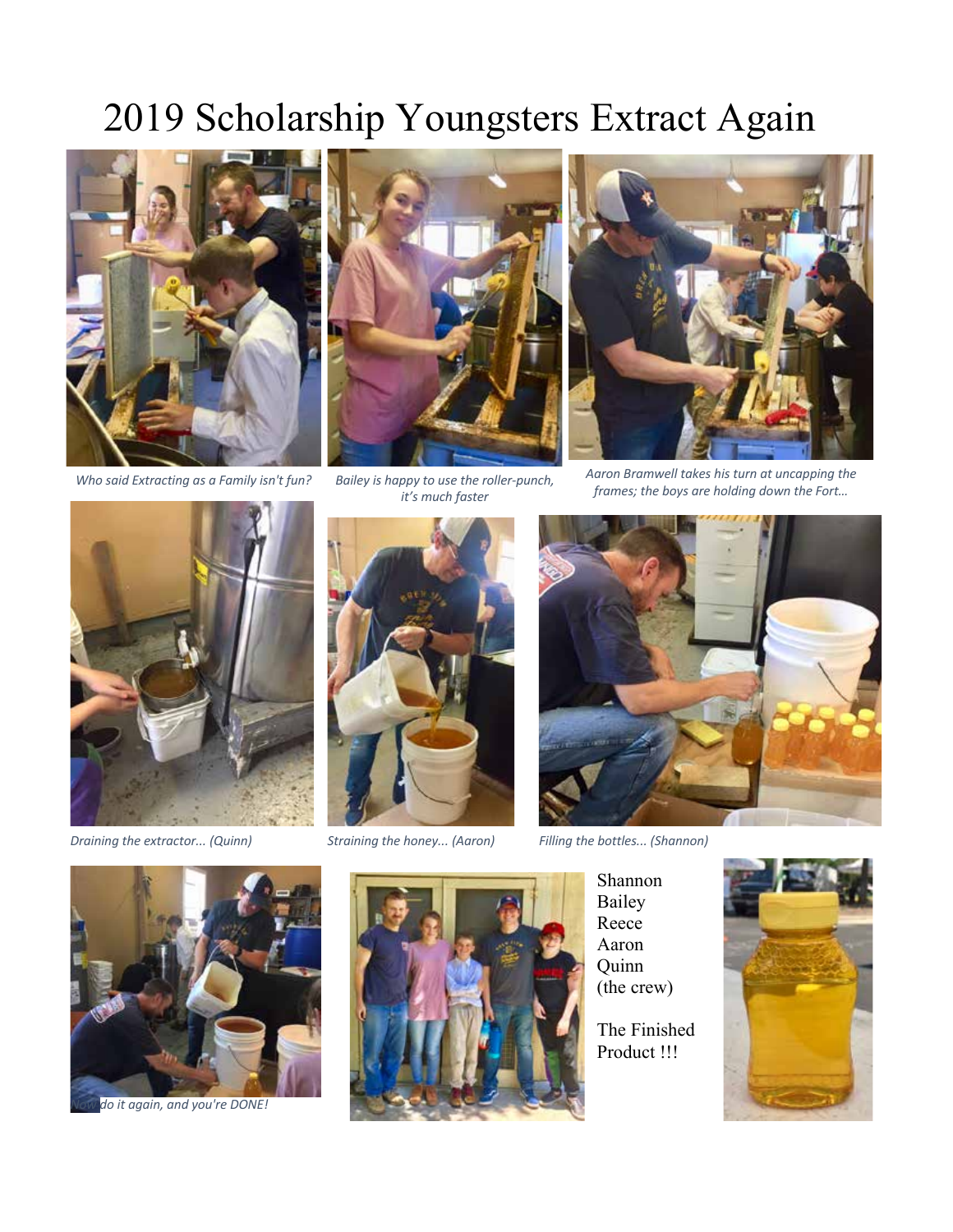# 2019 Scholarship Youngsters Extract Again

*Who said Extracting as a Family isn't fun?*

*Bailey is happy to use the roller-punch, it's much faster*

*Aaron Bramwell takes his turn at uncapping the frames; the boys are holding down the Fort…*

*Draining the extractor... (Quinn)*

*Straining the honey... (Aaron)*

*Filling the bottles... (Shannon)*

*Now do it again, and you're DONE!*

Shannon
Bailey
Reece
Aaron
Quinn
(the crew)

The Finished Product !!!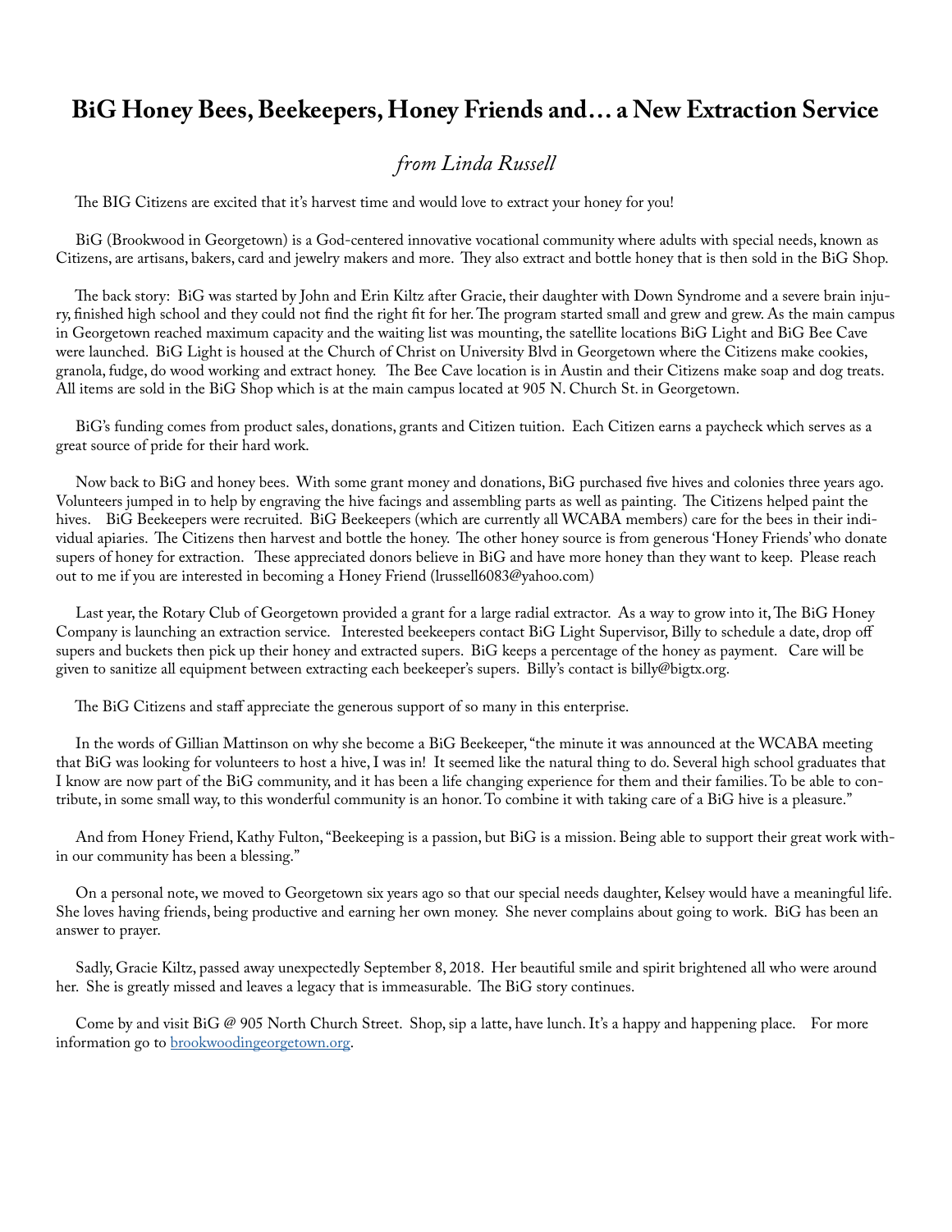# BiG Honey Bees, Beekeepers, Honey Friends and… a New Extraction Service

*from Linda Russell*

The BIG Citizens are excited that it's harvest time and would love to extract your honey for you!

BiG (Brookwood in Georgetown) is a God-centered innovative vocational community where adults with special needs, known as Citizens, are artisans, bakers, card and jewelry makers and more. They also extract and bottle honey that is then sold in the BiG Shop.

The back story: BiG was started by John and Erin Kiltz after Gracie, their daughter with Down Syndrome and a severe brain injury, finished high school and they could not find the right fit for her. The program started small and grew and grew. As the main campus in Georgetown reached maximum capacity and the waiting list was mounting, the satellite locations BiG Light and BiG Bee Cave were launched. BiG Light is housed at the Church of Christ on University Blvd in Georgetown where the Citizens make cookies, granola, fudge, do wood working and extract honey. The Bee Cave location is in Austin and their Citizens make soap and dog treats. All items are sold in the BiG Shop which is at the main campus located at 905 N. Church St. in Georgetown.

BiG's funding comes from product sales, donations, grants and Citizen tuition. Each Citizen earns a paycheck which serves as a great source of pride for their hard work.

Now back to BiG and honey bees. With some grant money and donations, BiG purchased five hives and colonies three years ago. Volunteers jumped in to help by engraving the hive facings and assembling parts as well as painting. The Citizens helped paint the hives. BiG Beekeepers were recruited. BiG Beekeepers (which are currently all WCABA members) care for the bees in their individual apiaries. The Citizens then harvest and bottle the honey. The other honey source is from generous 'Honey Friends' who donate supers of honey for extraction. These appreciated donors believe in BiG and have more honey than they want to keep. Please reach out to me if you are interested in becoming a Honey Friend (lrussell6083@yahoo.com)

Last year, the Rotary Club of Georgetown provided a grant for a large radial extractor. As a way to grow into it, The BiG Honey Company is launching an extraction service. Interested beekeepers contact BiG Light Supervisor, Billy to schedule a date, drop off supers and buckets then pick up their honey and extracted supers. BiG keeps a percentage of the honey as payment. Care will be given to sanitize all equipment between extracting each beekeeper's supers. Billy's contact is billy@bigtx.org.

The BiG Citizens and staff appreciate the generous support of so many in this enterprise.

In the words of Gillian Mattinson on why she become a BiG Beekeeper, "the minute it was announced at the WCABA meeting that BiG was looking for volunteers to host a hive, I was in! It seemed like the natural thing to do. Several high school graduates that I know are now part of the BiG community, and it has been a life changing experience for them and their families. To be able to contribute, in some small way, to this wonderful community is an honor. To combine it with taking care of a BiG hive is a pleasure."

And from Honey Friend, Kathy Fulton, "Beekeeping is a passion, but BiG is a mission. Being able to support their great work within our community has been a blessing."

On a personal note, we moved to Georgetown six years ago so that our special needs daughter, Kelsey would have a meaningful life. She loves having friends, being productive and earning her own money. She never complains about going to work. BiG has been an answer to prayer.

Sadly, Gracie Kiltz, passed away unexpectedly September 8, 2018. Her beautiful smile and spirit brightened all who were around her. She is greatly missed and leaves a legacy that is immeasurable. The BiG story continues.

Come by and visit BiG @ 905 North Church Street. Shop, sip a latte, have lunch. It's a happy and happening place. For more information go to [brookwoodingeorgetown.org](brookwoodingeorgetown.org).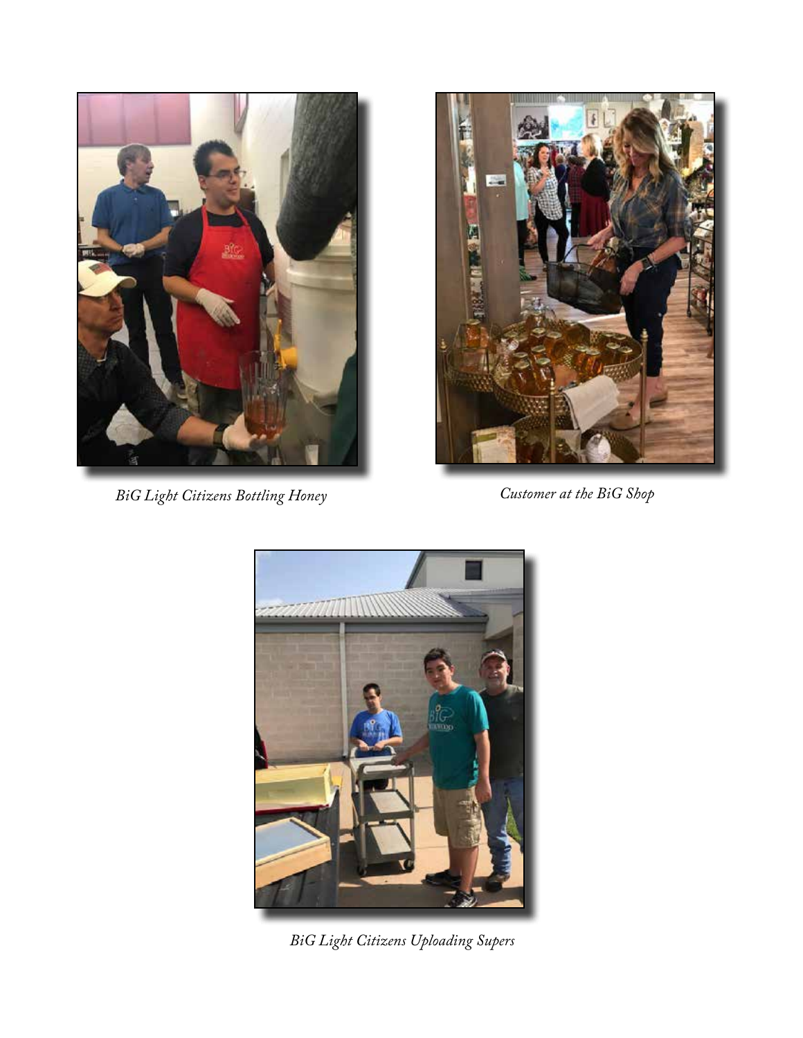*BiG Light Citizens Bottling Honey*

*Customer at the BiG Shop*

*BiG Light Citizens Uploading Supers*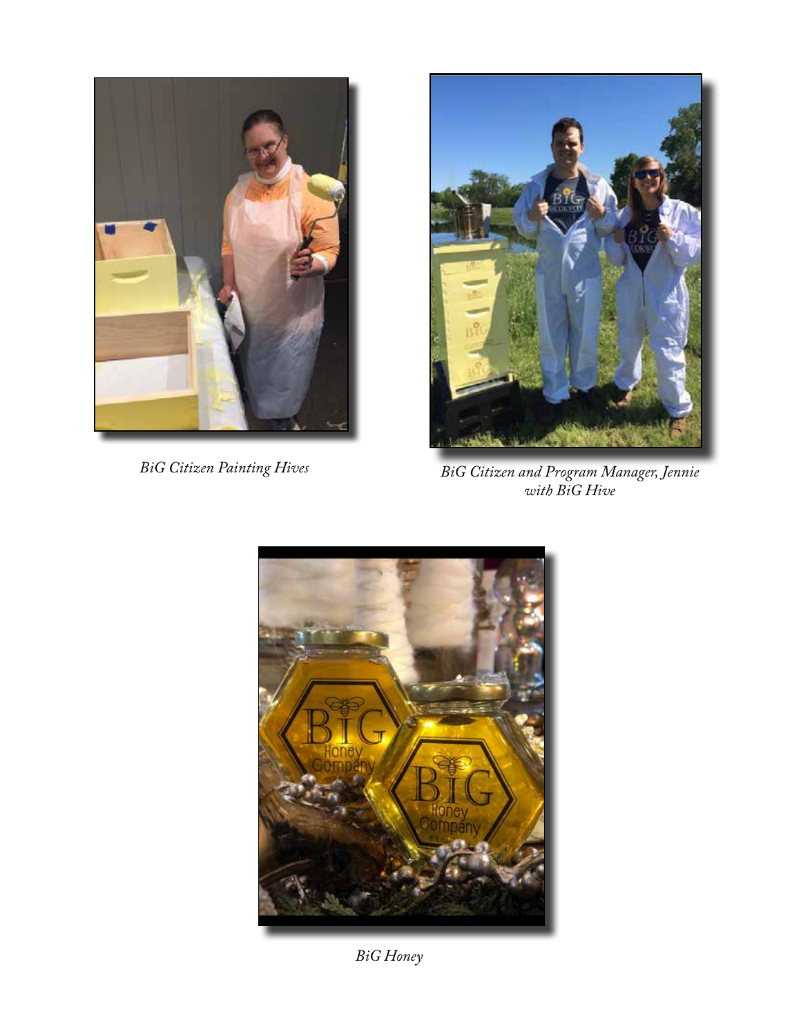*BiG Citizen Painting Hives*

*BiG Citizen and Program Manager, Jennie with BiG Hive*

*BiG Honey*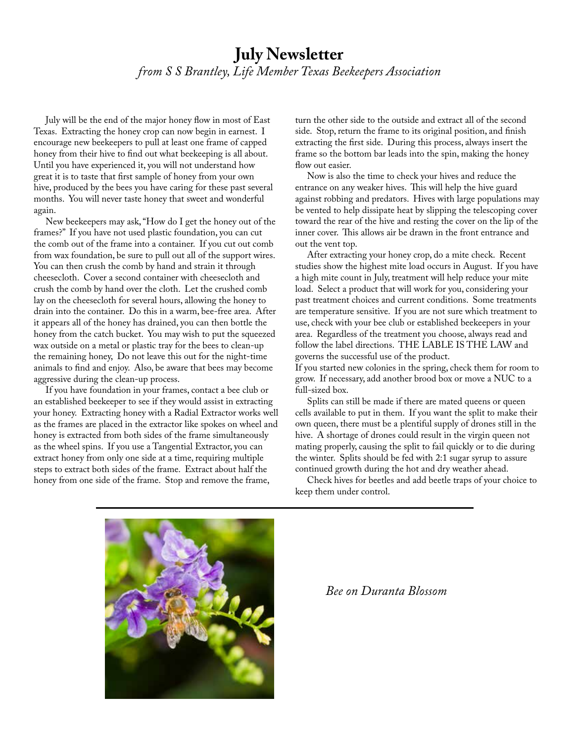# July Newsletter

*from S S Brantley, Life Member Texas Beekeepers Association*

July will be the end of the major honey flow in most of East Texas. Extracting the honey crop can now begin in earnest. I encourage new beekeepers to pull at least one frame of capped honey from their hive to find out what beekeeping is all about. Until you have experienced it, you will not understand how great it is to taste that first sample of honey from your own hive, produced by the bees you have caring for these past several months. You will never taste honey that sweet and wonderful again.

New beekeepers may ask, "How do I get the honey out of the frames?" If you have not used plastic foundation, you can cut the comb out of the frame into a container. If you cut out comb from wax foundation, be sure to pull out all of the support wires. You can then crush the comb by hand and strain it through cheesecloth. Cover a second container with cheesecloth and crush the comb by hand over the cloth. Let the crushed comb lay on the cheesecloth for several hours, allowing the honey to drain into the container. Do this in a warm, bee-free area. After it appears all of the honey has drained, you can then bottle the honey from the catch bucket. You may wish to put the squeezed wax outside on a metal or plastic tray for the bees to clean-up the remaining honey, Do not leave this out for the night-time animals to find and enjoy. Also, be aware that bees may become aggressive during the clean-up process.

If you have foundation in your frames, contact a bee club or an established beekeeper to see if they would assist in extracting your honey. Extracting honey with a Radial Extractor works well as the frames are placed in the extractor like spokes on wheel and honey is extracted from both sides of the frame simultaneously as the wheel spins. If you use a Tangential Extractor, you can extract honey from only one side at a time, requiring multiple steps to extract both sides of the frame. Extract about half the honey from one side of the frame. Stop and remove the frame, turn the other side to the outside and extract all of the second side. Stop, return the frame to its original position, and finish extracting the first side. During this process, always insert the frame so the bottom bar leads into the spin, making the honey flow out easier.

Now is also the time to check your hives and reduce the entrance on any weaker hives. This will help the hive guard against robbing and predators. Hives with large populations may be vented to help dissipate heat by slipping the telescoping cover toward the rear of the hive and resting the cover on the lip of the inner cover. This allows air be drawn in the front entrance and out the vent top.

After extracting your honey crop, do a mite check. Recent studies show the highest mite load occurs in August. If you have a high mite count in July, treatment will help reduce your mite load. Select a product that will work for you, considering your past treatment choices and current conditions. Some treatments are temperature sensitive. If you are not sure which treatment to use, check with your bee club or established beekeepers in your area. Regardless of the treatment you choose, always read and follow the label directions. THE LABLE IS THE LAW and governs the successful use of the product.

If you started new colonies in the spring, check them for room to grow. If necessary, add another brood box or move a NUC to a full-sized box.

Splits can still be made if there are mated queens or queen cells available to put in them. If you want the split to make their own queen, there must be a plentiful supply of drones still in the hive. A shortage of drones could result in the virgin queen not mating properly, causing the split to fail quickly or to die during the winter. Splits should be fed with 2:1 sugar syrup to assure continued growth during the hot and dry weather ahead.

Check hives for beetles and add beetle traps of your choice to keep them under control.

---

*Bee on Duranta Blossom*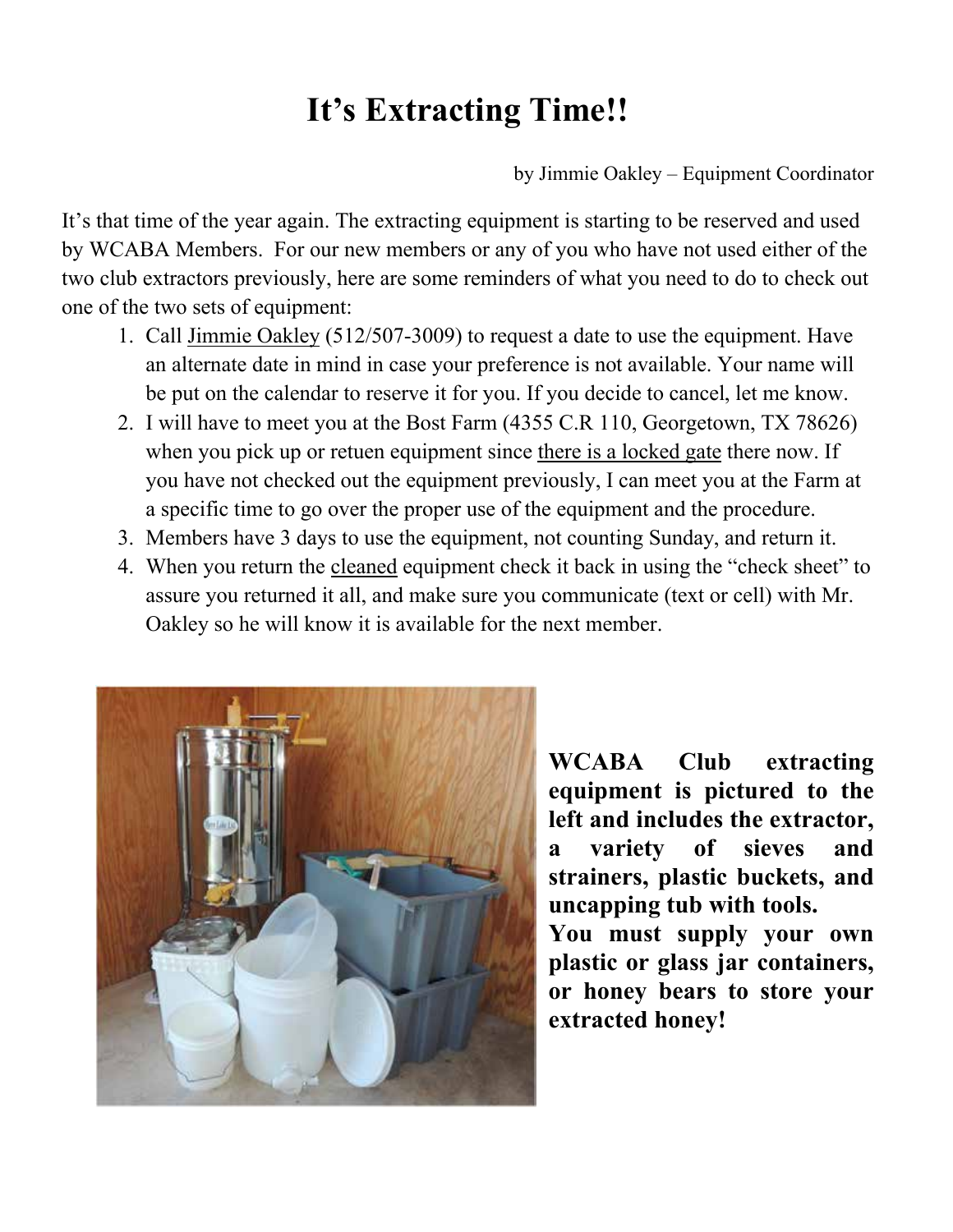# It's Extracting Time!!

by Jimmie Oakley – Equipment Coordinator

It's that time of the year again. The extracting equipment is starting to be reserved and used by WCABA Members. For our new members or any of you who have not used either of the two club extractors previously, here are some reminders of what you need to do to check out one of the two sets of equipment:

1. Call Jimmie Oakley (512/507-3009) to request a date to use the equipment. Have an alternate date in mind in case your preference is not available. Your name will be put on the calendar to reserve it for you. If you decide to cancel, let me know.
2. I will have to meet you at the Bost Farm (4355 C.R 110, Georgetown, TX 78626) when you pick up or retuen equipment since there is a locked gate there now. If you have not checked out the equipment previously, I can meet you at the Farm at a specific time to go over the proper use of the equipment and the procedure.
3. Members have 3 days to use the equipment, not counting Sunday, and return it.
4. When you return the cleaned equipment check it back in using the "check sheet" to assure you returned it all, and make sure you communicate (text or cell) with Mr. Oakley so he will know it is available for the next member.

**WCABA Club extracting equipment is pictured to the left and includes the extractor, a variety of sieves and strainers, plastic buckets, and uncapping tub with tools.**

**You must supply your own plastic or glass jar containers, or honey bears to store your extracted honey!**